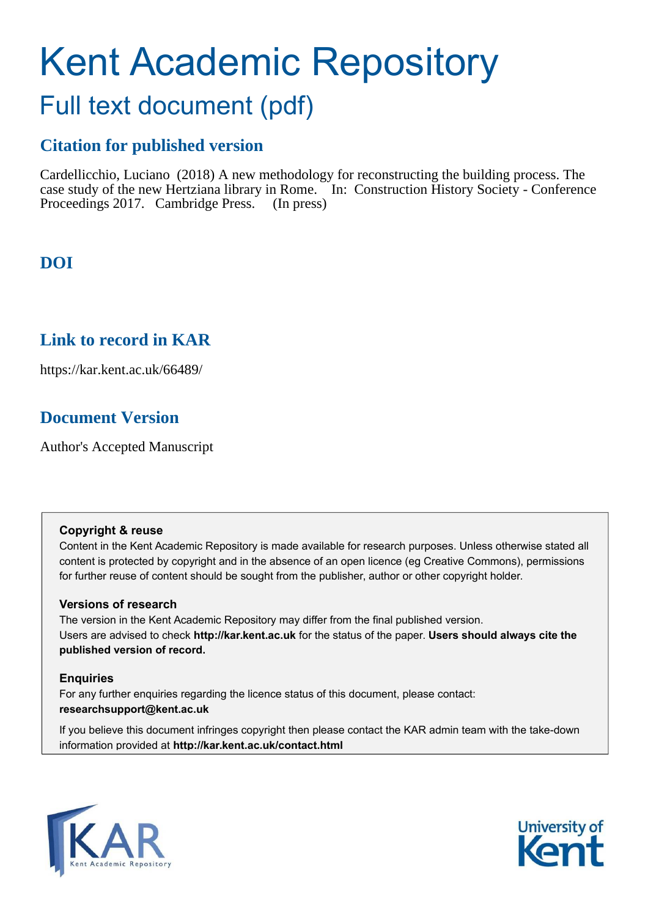# Kent Academic Repository

## Full text document (pdf)

### Citation for published version

Cardellicchio, Luciano (2018) A new methodology for reconstructing the building process. The case study of the new Hertziana library in Rome. In: Construction History Society - Conference Proceedings 2017. Cambridge Press. (In press)

### DOI

### Link to record in KAR

https://kar.kent.ac.uk/66489/

### Document Version

Author's Accepted Manuscript

**Copyright & reuse**

Content in the Kent Academic Repository is made available for research purposes. Unless otherwise stated all content is protected by copyright and in the absence of an open licence (eg Creative Commons), permissions for further reuse of content should be sought from the publisher, author or other copyright holder.

**Versions of research**

The version in the Kent Academic Repository may differ from the final published version. Users are advised to check **http://kar.kent.ac.uk** for the status of the paper. **Users should always cite the published version of record.**

**Enquiries**

For any further enquiries regarding the licence status of this document, please contact: **researchsupport@kent.ac.uk**

If you believe this document infringes copyright then please contact the KAR admin team with the take-down information provided at **http://kar.kent.ac.uk/contact.html**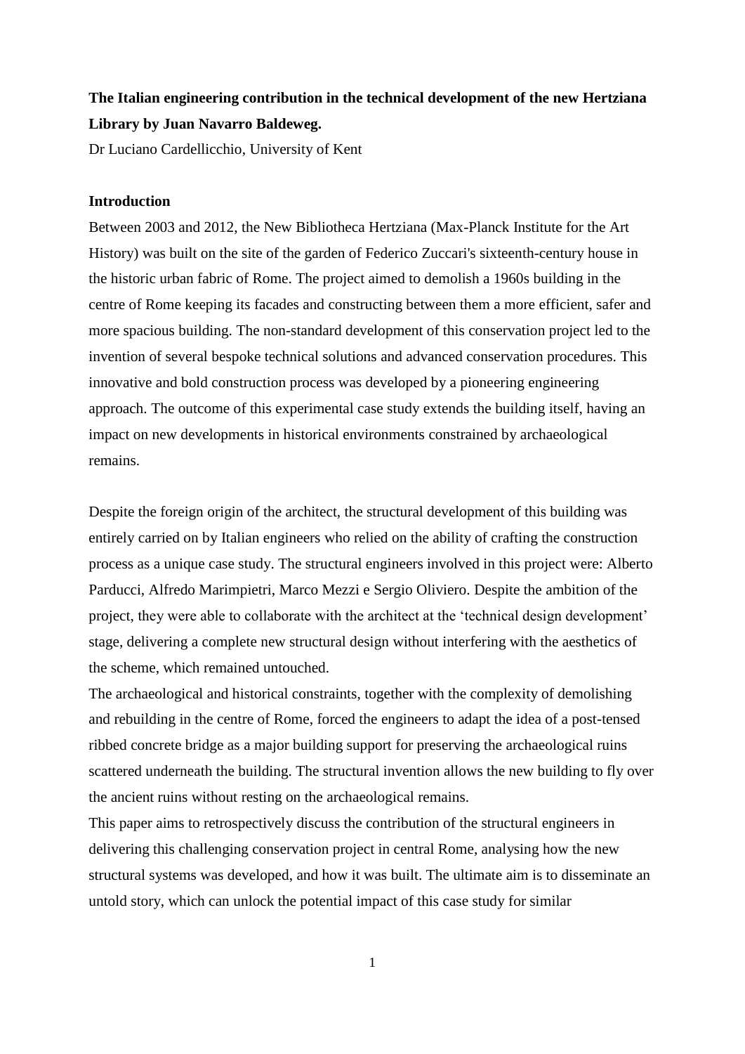**The Italian engineering contribution in the technical development of the new Hertziana Library by Juan Navarro Baldeweg.**

Dr Luciano Cardellicchio, University of Kent

## Introduction

Between 2003 and 2012, the New Bibliotheca Hertziana (Max-Planck Institute for the Art History) was built on the site of the garden of Federico Zuccari's sixteenth-century house in the historic urban fabric of Rome. The project aimed to demolish a 1960s building in the centre of Rome keeping its facades and constructing between them a more efficient, safer and more spacious building. The non-standard development of this conservation project led to the invention of several bespoke technical solutions and advanced conservation procedures. This innovative and bold construction process was developed by a pioneering engineering approach. The outcome of this experimental case study extends the building itself, having an impact on new developments in historical environments constrained by archaeological remains.

Despite the foreign origin of the architect, the structural development of this building was entirely carried on by Italian engineers who relied on the ability of crafting the construction process as a unique case study. The structural engineers involved in this project were: Alberto Parducci, Alfredo Marimpietri, Marco Mezzi e Sergio Oliviero. Despite the ambition of the project, they were able to collaborate with the architect at the 'technical design development' stage, delivering a complete new structural design without interfering with the aesthetics of the scheme, which remained untouched.

The archaeological and historical constraints, together with the complexity of demolishing and rebuilding in the centre of Rome, forced the engineers to adapt the idea of a post-tensed ribbed concrete bridge as a major building support for preserving the archaeological ruins scattered underneath the building. The structural invention allows the new building to fly over the ancient ruins without resting on the archaeological remains.

This paper aims to retrospectively discuss the contribution of the structural engineers in delivering this challenging conservation project in central Rome, analysing how the new structural systems was developed, and how it was built. The ultimate aim is to disseminate an untold story, which can unlock the potential impact of this case study for similar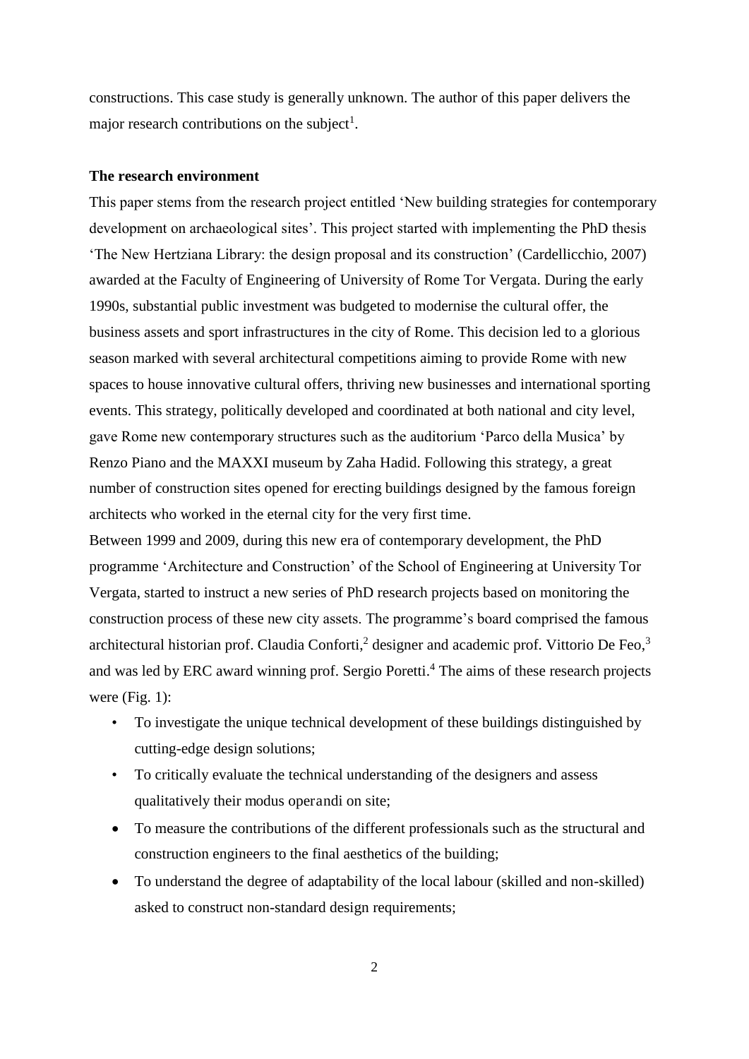constructions. This case study is generally unknown. The author of this paper delivers the major research contributions on the subject[1].

**The research environment**

This paper stems from the research project entitled 'New building strategies for contemporary development on archaeological sites'. This project started with implementing the PhD thesis 'The New Hertziana Library: the design proposal and its construction' (Cardellicchio, 2007) awarded at the Faculty of Engineering of University of Rome Tor Vergata. During the early 1990s, substantial public investment was budgeted to modernise the cultural offer, the business assets and sport infrastructures in the city of Rome. This decision led to a glorious season marked with several architectural competitions aiming to provide Rome with new spaces to house innovative cultural offers, thriving new businesses and international sporting events. This strategy, politically developed and coordinated at both national and city level, gave Rome new contemporary structures such as the auditorium 'Parco della Musica' by Renzo Piano and the MAXXI museum by Zaha Hadid. Following this strategy, a great number of construction sites opened for erecting buildings designed by the famous foreign architects who worked in the eternal city for the very first time.

Between 1999 and 2009, during this new era of contemporary development, the PhD programme 'Architecture and Construction' of the School of Engineering at University Tor Vergata, started to instruct a new series of PhD research projects based on monitoring the construction process of these new city assets. The programme's board comprised the famous architectural historian prof. Claudia Conforti,[2] designer and academic prof. Vittorio De Feo,[3] and was led by ERC award winning prof. Sergio Poretti.[4] The aims of these research projects were (Fig. 1):

- To investigate the unique technical development of these buildings distinguished by cutting-edge design solutions;
- To critically evaluate the technical understanding of the designers and assess qualitatively their modus operandi on site;
- To measure the contributions of the different professionals such as the structural and construction engineers to the final aesthetics of the building;
- To understand the degree of adaptability of the local labour (skilled and non-skilled) asked to construct non-standard design requirements;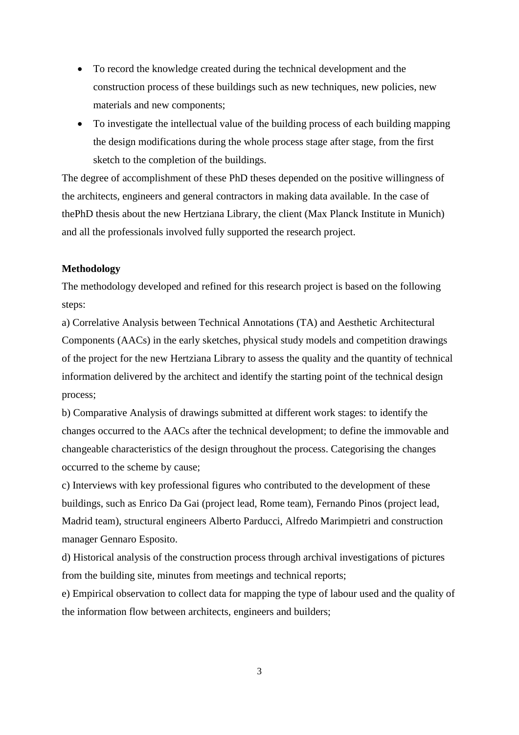- To record the knowledge created during the technical development and the construction process of these buildings such as new techniques, new policies, new materials and new components;
- To investigate the intellectual value of the building process of each building mapping the design modifications during the whole process stage after stage, from the first sketch to the completion of the buildings.

The degree of accomplishment of these PhD theses depended on the positive willingness of the architects, engineers and general contractors in making data available. In the case of thePhD thesis about the new Hertziana Library, the client (Max Planck Institute in Munich) and all the professionals involved fully supported the research project.

**Methodology**

The methodology developed and refined for this research project is based on the following steps:

a) Correlative Analysis between Technical Annotations (TA) and Aesthetic Architectural Components (AACs) in the early sketches, physical study models and competition drawings of the project for the new Hertziana Library to assess the quality and the quantity of technical information delivered by the architect and identify the starting point of the technical design process;

b) Comparative Analysis of drawings submitted at different work stages: to identify the changes occurred to the AACs after the technical development; to define the immovable and changeable characteristics of the design throughout the process. Categorising the changes occurred to the scheme by cause;

c) Interviews with key professional figures who contributed to the development of these buildings, such as Enrico Da Gai (project lead, Rome team), Fernando Pinos (project lead, Madrid team), structural engineers Alberto Parducci, Alfredo Marimpietri and construction manager Gennaro Esposito.

d) Historical analysis of the construction process through archival investigations of pictures from the building site, minutes from meetings and technical reports;

e) Empirical observation to collect data for mapping the type of labour used and the quality of the information flow between architects, engineers and builders;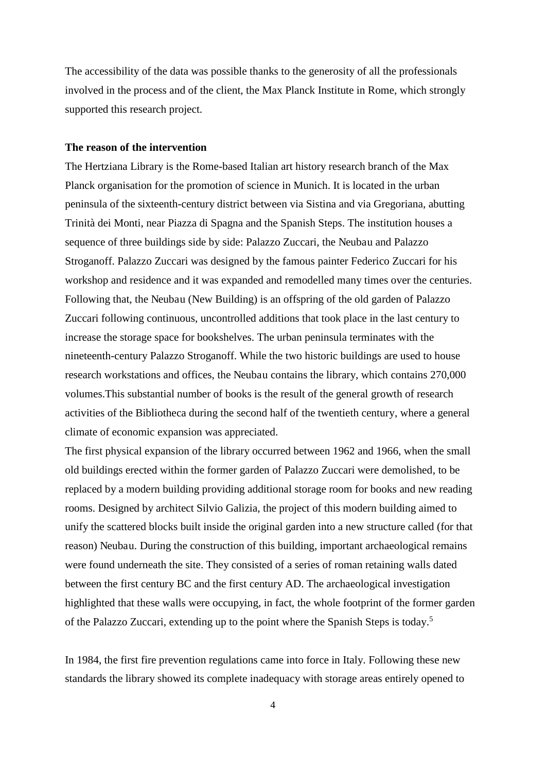The accessibility of the data was possible thanks to the generosity of all the professionals involved in the process and of the client, the Max Planck Institute in Rome, which strongly supported this research project.

**The reason of the intervention**

The Hertziana Library is the Rome-based Italian art history research branch of the Max Planck organisation for the promotion of science in Munich. It is located in the urban peninsula of the sixteenth-century district between via Sistina and via Gregoriana, abutting Trinità dei Monti, near Piazza di Spagna and the Spanish Steps. The institution houses a sequence of three buildings side by side: Palazzo Zuccari, the Neubau and Palazzo Stroganoff. Palazzo Zuccari was designed by the famous painter Federico Zuccari for his workshop and residence and it was expanded and remodelled many times over the centuries. Following that, the Neubau (New Building) is an offspring of the old garden of Palazzo Zuccari following continuous, uncontrolled additions that took place in the last century to increase the storage space for bookshelves. The urban peninsula terminates with the nineteenth-century Palazzo Stroganoff. While the two historic buildings are used to house research workstations and offices, the Neubau contains the library, which contains 270,000 volumes.This substantial number of books is the result of the general growth of research activities of the Bibliotheca during the second half of the twentieth century, where a general climate of economic expansion was appreciated.

The first physical expansion of the library occurred between 1962 and 1966, when the small old buildings erected within the former garden of Palazzo Zuccari were demolished, to be replaced by a modern building providing additional storage room for books and new reading rooms. Designed by architect Silvio Galizia, the project of this modern building aimed to unify the scattered blocks built inside the original garden into a new structure called (for that reason) Neubau. During the construction of this building, important archaeological remains were found underneath the site. They consisted of a series of roman retaining walls dated between the first century BC and the first century AD. The archaeological investigation highlighted that these walls were occupying, in fact, the whole footprint of the former garden of the Palazzo Zuccari, extending up to the point where the Spanish Steps is today.[5]

In 1984, the first fire prevention regulations came into force in Italy. Following these new standards the library showed its complete inadequacy with storage areas entirely opened to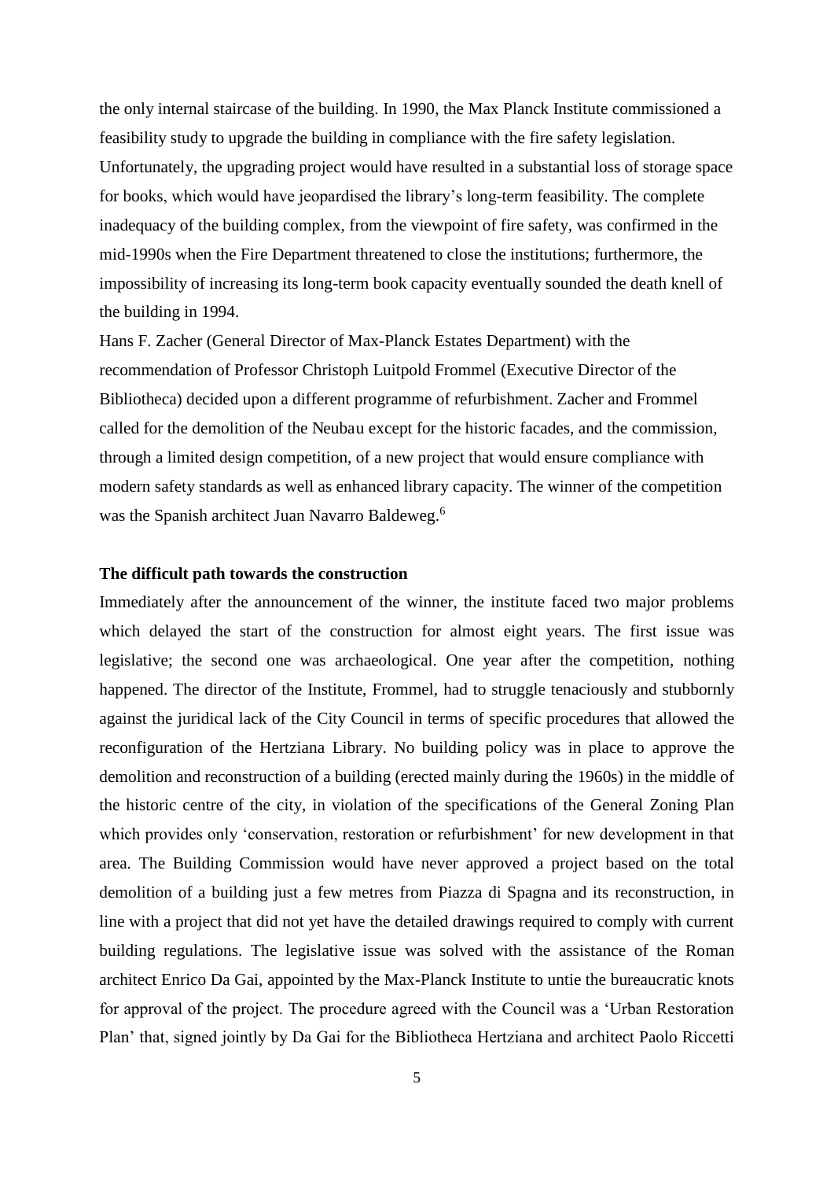the only internal staircase of the building. In 1990, the Max Planck Institute commissioned a feasibility study to upgrade the building in compliance with the fire safety legislation. Unfortunately, the upgrading project would have resulted in a substantial loss of storage space for books, which would have jeopardised the library's long-term feasibility. The complete inadequacy of the building complex, from the viewpoint of fire safety, was confirmed in the mid-1990s when the Fire Department threatened to close the institutions; furthermore, the impossibility of increasing its long-term book capacity eventually sounded the death knell of the building in 1994.

Hans F. Zacher (General Director of Max-Planck Estates Department) with the recommendation of Professor Christoph Luitpold Frommel (Executive Director of the Bibliotheca) decided upon a different programme of refurbishment. Zacher and Frommel called for the demolition of the Neubau except for the historic facades, and the commission, through a limited design competition, of a new project that would ensure compliance with modern safety standards as well as enhanced library capacity. The winner of the competition was the Spanish architect Juan Navarro Baldeweg.[6]

**The difficult path towards the construction**

Immediately after the announcement of the winner, the institute faced two major problems which delayed the start of the construction for almost eight years. The first issue was legislative; the second one was archaeological. One year after the competition, nothing happened. The director of the Institute, Frommel, had to struggle tenaciously and stubbornly against the juridical lack of the City Council in terms of specific procedures that allowed the reconfiguration of the Hertziana Library. No building policy was in place to approve the demolition and reconstruction of a building (erected mainly during the 1960s) in the middle of the historic centre of the city, in violation of the specifications of the General Zoning Plan which provides only 'conservation, restoration or refurbishment' for new development in that area. The Building Commission would have never approved a project based on the total demolition of a building just a few metres from Piazza di Spagna and its reconstruction, in line with a project that did not yet have the detailed drawings required to comply with current building regulations. The legislative issue was solved with the assistance of the Roman architect Enrico Da Gai, appointed by the Max-Planck Institute to untie the bureaucratic knots for approval of the project. The procedure agreed with the Council was a 'Urban Restoration Plan' that, signed jointly by Da Gai for the Bibliotheca Hertziana and architect Paolo Riccetti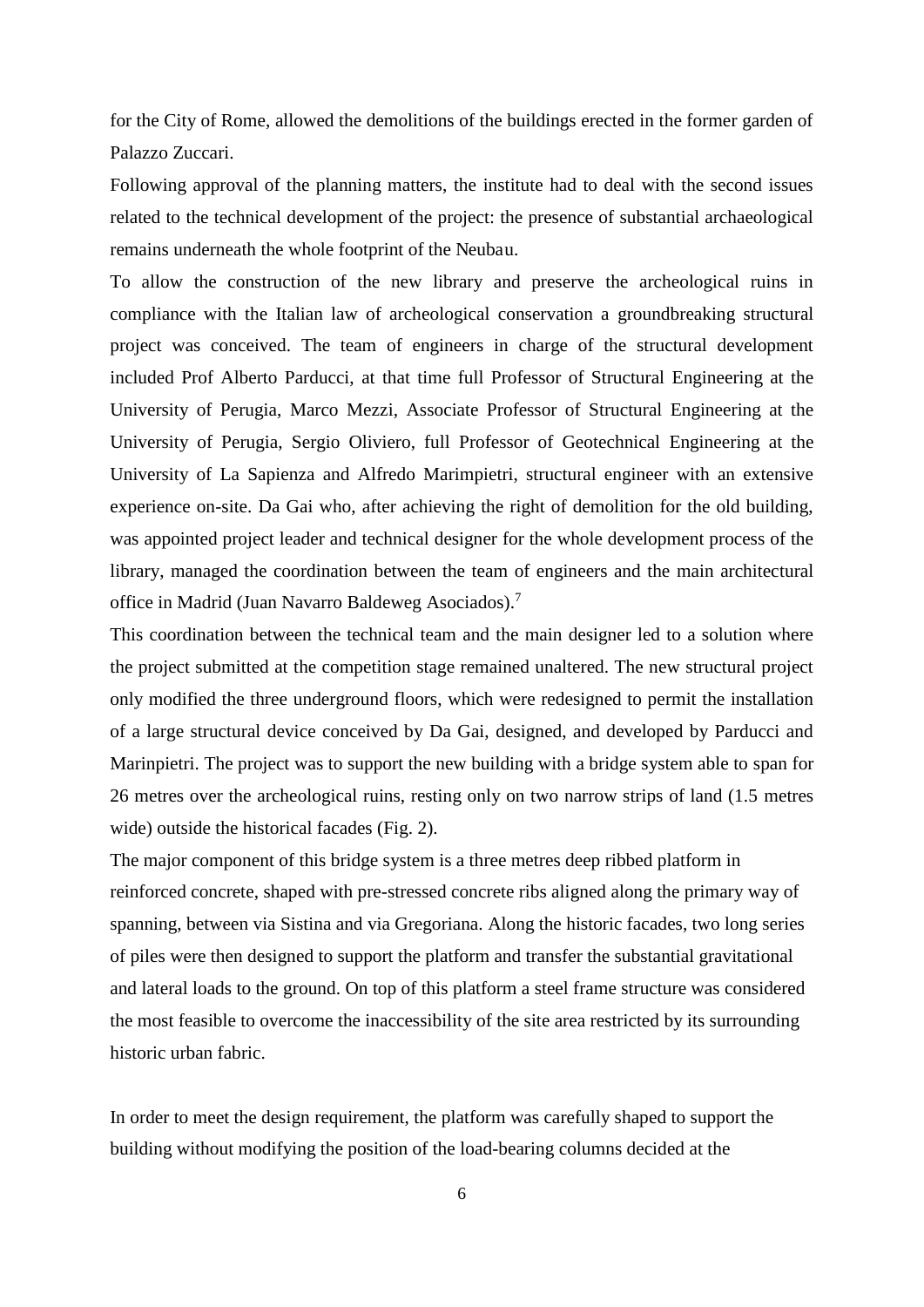for the City of Rome, allowed the demolitions of the buildings erected in the former garden of Palazzo Zuccari.

Following approval of the planning matters, the institute had to deal with the second issues related to the technical development of the project: the presence of substantial archaeological remains underneath the whole footprint of the Neubau.

To allow the construction of the new library and preserve the archeological ruins in compliance with the Italian law of archeological conservation a groundbreaking structural project was conceived. The team of engineers in charge of the structural development included Prof Alberto Parducci, at that time full Professor of Structural Engineering at the University of Perugia, Marco Mezzi, Associate Professor of Structural Engineering at the University of Perugia, Sergio Oliviero, full Professor of Geotechnical Engineering at the University of La Sapienza and Alfredo Marimpietri, structural engineer with an extensive experience on-site. Da Gai who, after achieving the right of demolition for the old building, was appointed project leader and technical designer for the whole development process of the library, managed the coordination between the team of engineers and the main architectural office in Madrid (Juan Navarro Baldeweg Asociados).[7]

This coordination between the technical team and the main designer led to a solution where the project submitted at the competition stage remained unaltered. The new structural project only modified the three underground floors, which were redesigned to permit the installation of a large structural device conceived by Da Gai, designed, and developed by Parducci and Marinpietri. The project was to support the new building with a bridge system able to span for 26 metres over the archeological ruins, resting only on two narrow strips of land (1.5 metres wide) outside the historical facades (Fig. 2).

The major component of this bridge system is a three metres deep ribbed platform in reinforced concrete, shaped with pre-stressed concrete ribs aligned along the primary way of spanning, between via Sistina and via Gregoriana. Along the historic facades, two long series of piles were then designed to support the platform and transfer the substantial gravitational and lateral loads to the ground. On top of this platform a steel frame structure was considered the most feasible to overcome the inaccessibility of the site area restricted by its surrounding historic urban fabric.

In order to meet the design requirement, the platform was carefully shaped to support the building without modifying the position of the load-bearing columns decided at the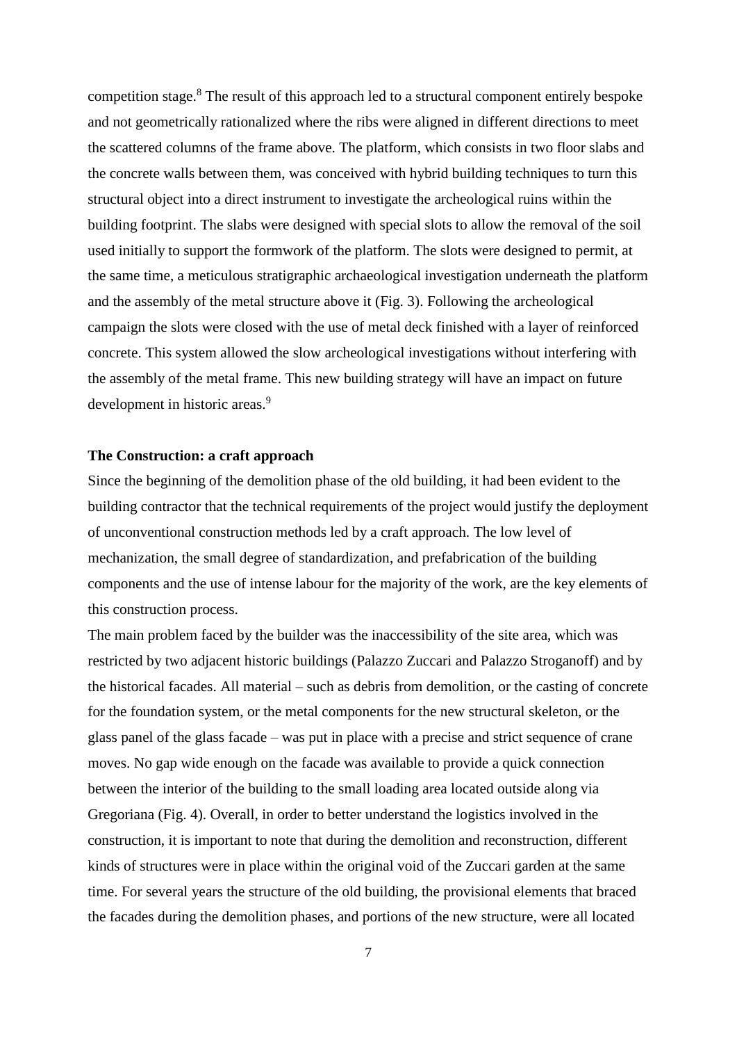competition stage.[8] The result of this approach led to a structural component entirely bespoke and not geometrically rationalized where the ribs were aligned in different directions to meet the scattered columns of the frame above. The platform, which consists in two floor slabs and the concrete walls between them, was conceived with hybrid building techniques to turn this structural object into a direct instrument to investigate the archeological ruins within the building footprint. The slabs were designed with special slots to allow the removal of the soil used initially to support the formwork of the platform. The slots were designed to permit, at the same time, a meticulous stratigraphic archaeological investigation underneath the platform and the assembly of the metal structure above it (Fig. 3). Following the archeological campaign the slots were closed with the use of metal deck finished with a layer of reinforced concrete. This system allowed the slow archeological investigations without interfering with the assembly of the metal frame. This new building strategy will have an impact on future development in historic areas.[9]

## The Construction: a craft approach

Since the beginning of the demolition phase of the old building, it had been evident to the building contractor that the technical requirements of the project would justify the deployment of unconventional construction methods led by a craft approach. The low level of mechanization, the small degree of standardization, and prefabrication of the building components and the use of intense labour for the majority of the work, are the key elements of this construction process.

The main problem faced by the builder was the inaccessibility of the site area, which was restricted by two adjacent historic buildings (Palazzo Zuccari and Palazzo Stroganoff) and by the historical facades. All material – such as debris from demolition, or the casting of concrete for the foundation system, or the metal components for the new structural skeleton, or the glass panel of the glass facade – was put in place with a precise and strict sequence of crane moves. No gap wide enough on the facade was available to provide a quick connection between the interior of the building to the small loading area located outside along via Gregoriana (Fig. 4). Overall, in order to better understand the logistics involved in the construction, it is important to note that during the demolition and reconstruction, different kinds of structures were in place within the original void of the Zuccari garden at the same time. For several years the structure of the old building, the provisional elements that braced the facades during the demolition phases, and portions of the new structure, were all located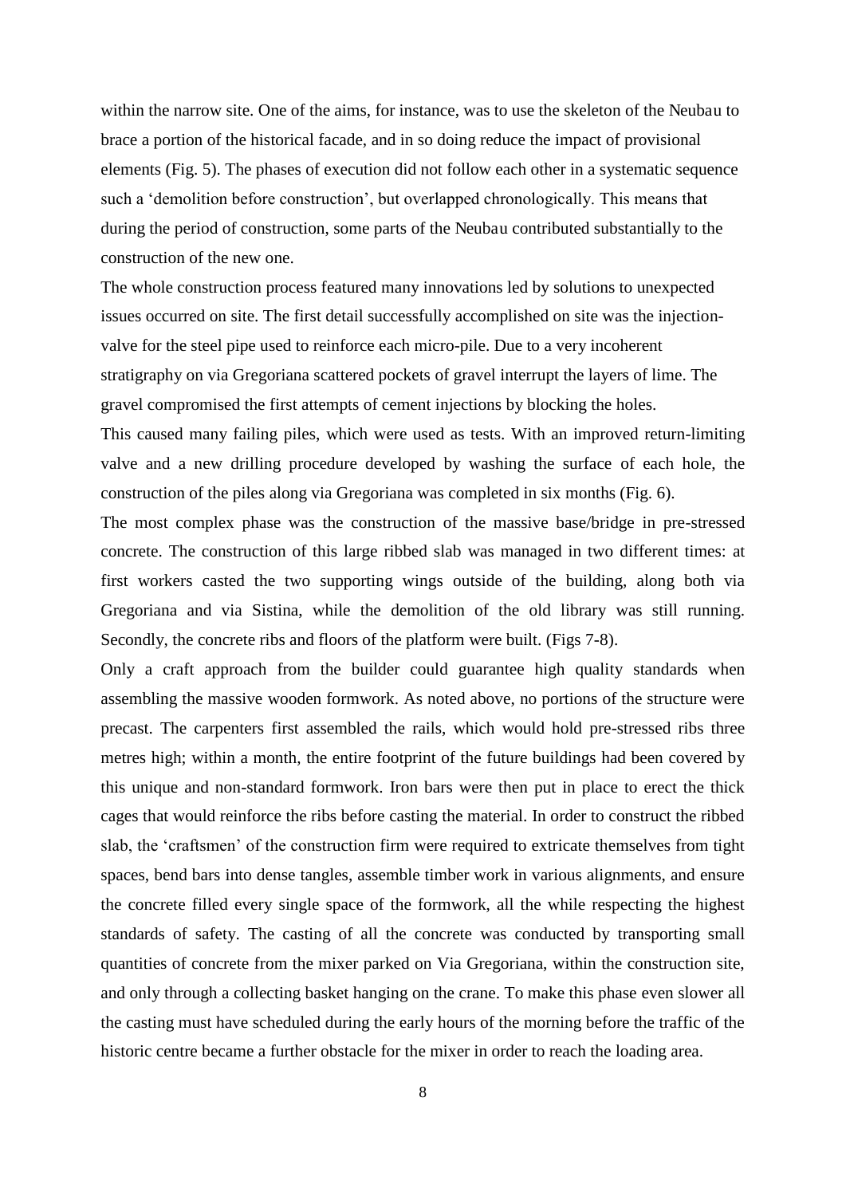within the narrow site. One of the aims, for instance, was to use the skeleton of the Neubau to brace a portion of the historical facade, and in so doing reduce the impact of provisional elements (Fig. 5). The phases of execution did not follow each other in a systematic sequence such a 'demolition before construction', but overlapped chronologically. This means that during the period of construction, some parts of the Neubau contributed substantially to the construction of the new one.

The whole construction process featured many innovations led by solutions to unexpected issues occurred on site. The first detail successfully accomplished on site was the injection-valve for the steel pipe used to reinforce each micro-pile. Due to a very incoherent stratigraphy on via Gregoriana scattered pockets of gravel interrupt the layers of lime. The gravel compromised the first attempts of cement injections by blocking the holes.

This caused many failing piles, which were used as tests. With an improved return-limiting valve and a new drilling procedure developed by washing the surface of each hole, the construction of the piles along via Gregoriana was completed in six months (Fig. 6).

The most complex phase was the construction of the massive base/bridge in pre-stressed concrete. The construction of this large ribbed slab was managed in two different times: at first workers casted the two supporting wings outside of the building, along both via Gregoriana and via Sistina, while the demolition of the old library was still running. Secondly, the concrete ribs and floors of the platform were built. (Figs 7-8).

Only a craft approach from the builder could guarantee high quality standards when assembling the massive wooden formwork. As noted above, no portions of the structure were precast. The carpenters first assembled the rails, which would hold pre-stressed ribs three metres high; within a month, the entire footprint of the future buildings had been covered by this unique and non-standard formwork. Iron bars were then put in place to erect the thick cages that would reinforce the ribs before casting the material. In order to construct the ribbed slab, the 'craftsmen' of the construction firm were required to extricate themselves from tight spaces, bend bars into dense tangles, assemble timber work in various alignments, and ensure the concrete filled every single space of the formwork, all the while respecting the highest standards of safety. The casting of all the concrete was conducted by transporting small quantities of concrete from the mixer parked on Via Gregoriana, within the construction site, and only through a collecting basket hanging on the crane. To make this phase even slower all the casting must have scheduled during the early hours of the morning before the traffic of the historic centre became a further obstacle for the mixer in order to reach the loading area.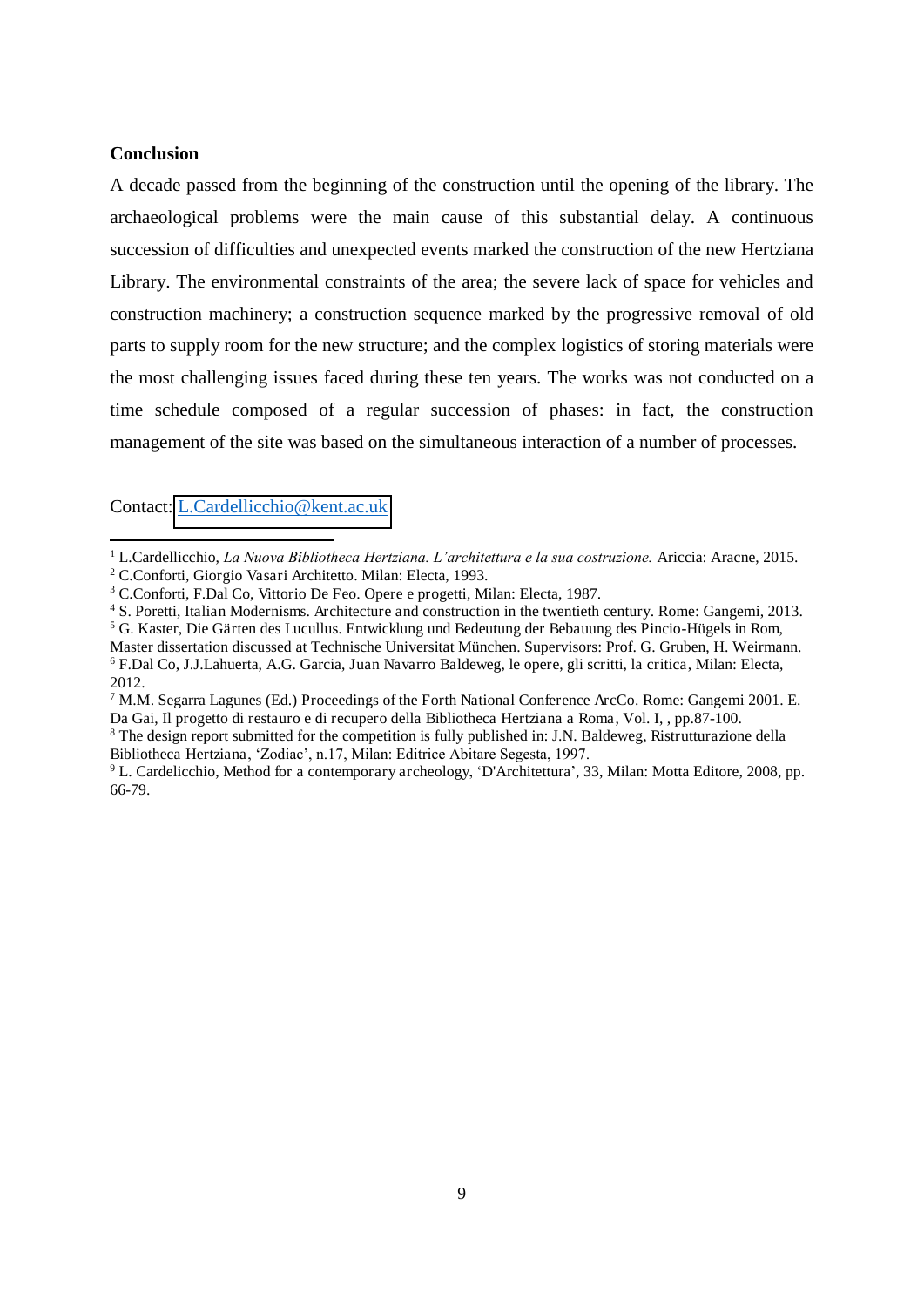**Conclusion**

A decade passed from the beginning of the construction until the opening of the library. The archaeological problems were the main cause of this substantial delay. A continuous succession of difficulties and unexpected events marked the construction of the new Hertziana Library. The environmental constraints of the area; the severe lack of space for vehicles and construction machinery; a construction sequence marked by the progressive removal of old parts to supply room for the new structure; and the complex logistics of storing materials were the most challenging issues faced during these ten years. The works was not conducted on a time schedule composed of a regular succession of phases: in fact, the construction management of the site was based on the simultaneous interaction of a number of processes.

Contact: L.Cardellicchio@kent.ac.uk

---

[1] L.Cardellicchio, *La Nuova Bibliotheca Hertziana. L'architettura e la sua costruzione.* Ariccia: Aracne, 2015.

[2] C.Conforti, Giorgio Vasari Architetto. Milan: Electa, 1993.

[3] C.Conforti, F.Dal Co, Vittorio De Feo. Opere e progetti, Milan: Electa, 1987.

[4] S. Poretti, Italian Modernisms. Architecture and construction in the twentieth century. Rome: Gangemi, 2013.

[5] G. Kaster, Die Gärten des Lucullus. Entwicklung und Bedeutung der Bebauung des Pincio-Hügels in Rom, Master dissertation discussed at Technische Universitat München. Supervisors: Prof. G. Gruben, H. Weirmann.

[6] F.Dal Co, J.J.Lahuerta, A.G. Garcia, Juan Navarro Baldeweg, le opere, gli scritti, la critica, Milan: Electa, 2012.

[7] M.M. Segarra Lagunes (Ed.) Proceedings of the Forth National Conference ArcCo. Rome: Gangemi 2001. E. Da Gai, Il progetto di restauro e di recupero della Bibliotheca Hertziana a Roma, Vol. I, , pp.87-100.

[8] The design report submitted for the competition is fully published in: J.N. Baldeweg, Ristrutturazione della Bibliotheca Hertziana, 'Zodiac', n.17, Milan: Editrice Abitare Segesta, 1997.

[9] L. Cardelicchio, Method for a contemporary archeology, 'D'Architettura', 33, Milan: Motta Editore, 2008, pp. 66-79.